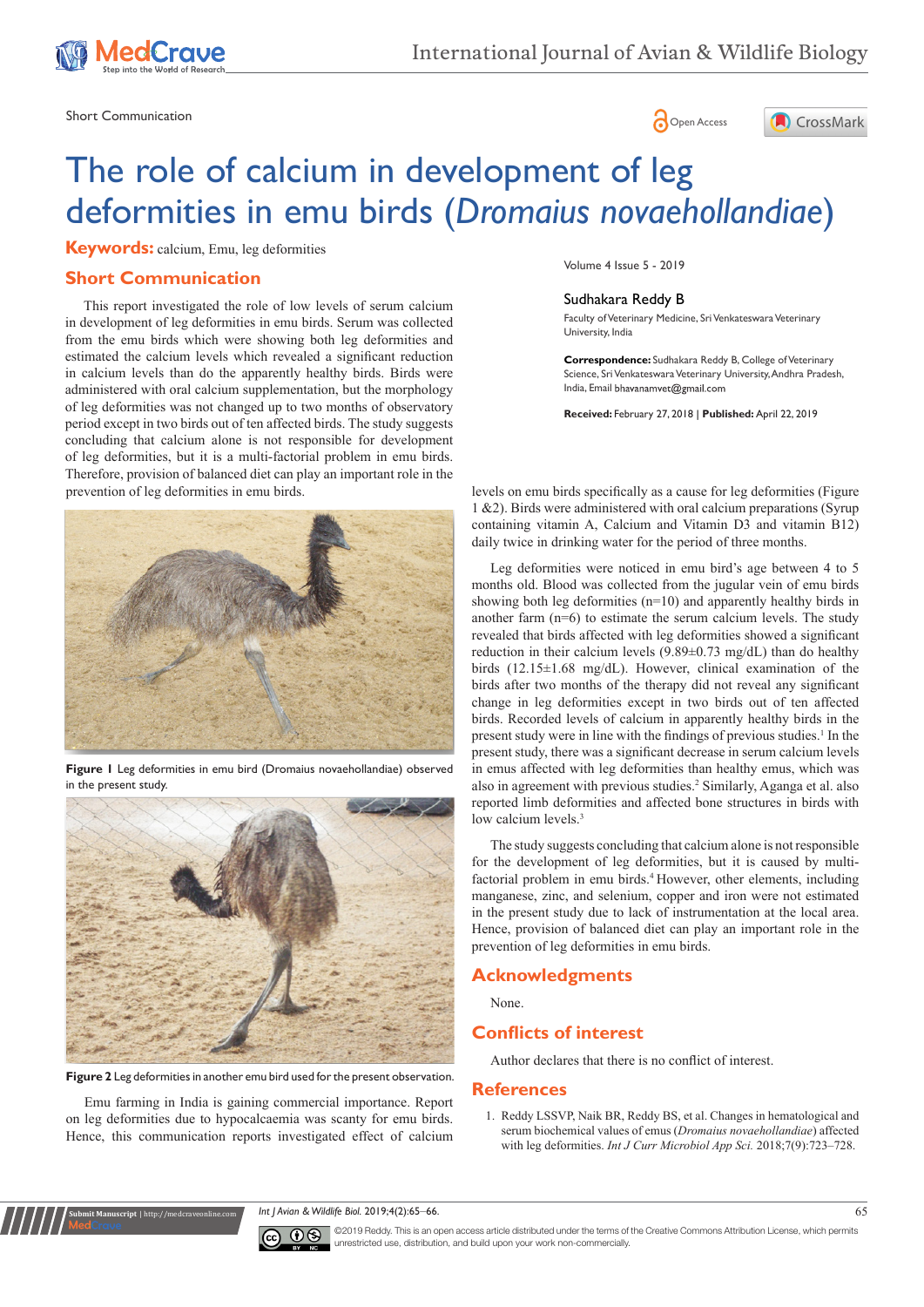Short Communication

# The role of calcium in development of leg deformities in emu birds (*Dromaius novaehollandiae*)

**Keywords:** calcium, Emu, leg deformities

Volume 4 Issue 5 - 2019

Sudhakara Reddy B

Faculty of Veterinary Medicine, Sri Venkateswara Veterinary University, India

**Correspondence:** Sudhakara Reddy B, College of Veterinary Science, Sri Venkateswara Veterinary University, Andhra Pradesh, India, Email bhavanamvet@gmail.com

**Received:** February 27, 2018 | **Published:** April 22, 2019

## Short Communication

This report investigated the role of low levels of serum calcium in development of leg deformities in emu birds. Serum was collected from the emu birds which were showing both leg deformities and estimated the calcium levels which revealed a significant reduction in calcium levels than do the apparently healthy birds. Birds were administered with oral calcium supplementation, but the morphology of leg deformities was not changed up to two months of observatory period except in two birds out of ten affected birds. The study suggests concluding that calcium alone is not responsible for development of leg deformities, but it is a multi-factorial problem in emu birds. Therefore, provision of balanced diet can play an important role in the prevention of leg deformities in emu birds.

**Figure 1** Leg deformities in emu bird (Dromaius novaehollandiae) observed in the present study.

**Figure 2** Leg deformities in another emu bird used for the present observation.

Emu farming in India is gaining commercial importance. Report on leg deformities due to hypocalcaemia was scanty for emu birds. Hence, this communication reports investigated effect of calcium levels on emu birds specifically as a cause for leg deformities (Figure 1 &2). Birds were administered with oral calcium preparations (Syrup containing vitamin A, Calcium and Vitamin D3 and vitamin B12) daily twice in drinking water for the period of three months.

Leg deformities were noticed in emu bird's age between 4 to 5 months old. Blood was collected from the jugular vein of emu birds showing both leg deformities (n=10) and apparently healthy birds in another farm (n=6) to estimate the serum calcium levels. The study revealed that birds affected with leg deformities showed a significant reduction in their calcium levels (9.89±0.73 mg/dL) than do healthy birds (12.15±1.68 mg/dL). However, clinical examination of the birds after two months of the therapy did not reveal any significant change in leg deformities except in two birds out of ten affected birds. Recorded levels of calcium in apparently healthy birds in the present study were in line with the findings of previous studies.[1] In the present study, there was a significant decrease in serum calcium levels in emus affected with leg deformities than healthy emus, which was also in agreement with previous studies.[2] Similarly, Aganga et al. also reported limb deformities and affected bone structures in birds with low calcium levels.[3]

The study suggests concluding that calcium alone is not responsible for the development of leg deformities, but it is caused by multi-factorial problem in emu birds.[4] However, other elements, including manganese, zinc, and selenium, copper and iron were not estimated in the present study due to lack of instrumentation at the local area. Hence, provision of balanced diet can play an important role in the prevention of leg deformities in emu birds.

## Acknowledgments

None.

## Conflicts of interest

Author declares that there is no conflict of interest.

## References

1. Reddy LSSVP, Naik BR, Reddy BS, et al. Changes in hematological and serum biochemical values of emus (*Dromaius novaehollandiae*) affected with leg deformities. *Int J Curr Microbiol App Sci.* 2018;7(9):723–728.

©2019 Reddy. This is an open access article distributed under the terms of the Creative Commons Attribution License, which permits unrestricted use, distribution, and build upon your work non-commercially.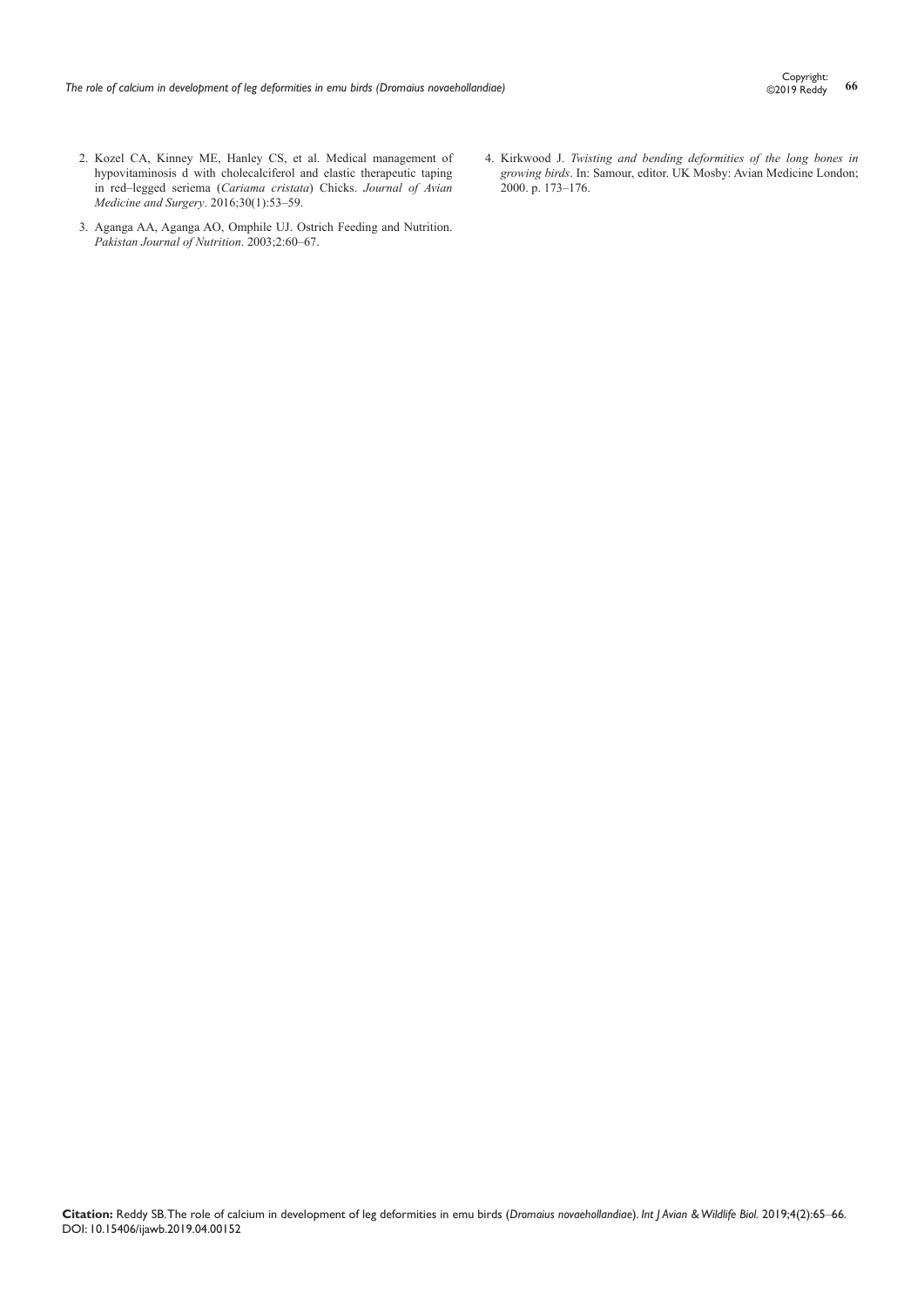2. Kozel CA, Kinney ME, Hanley CS, et al. Medical management of hypovitaminosis d with cholecalciferol and elastic therapeutic taping in red–legged seriema (*Cariama cristata*) Chicks. *Journal of Avian Medicine and Surgery*. 2016;30(1):53–59.
3. Aganga AA, Aganga AO, Omphile UJ. Ostrich Feeding and Nutrition. *Pakistan Journal of Nutrition*. 2003;2:60–67.
4. Kirkwood J. *Twisting and bending deformities of the long bones in growing birds*. In: Samour, editor. UK Mosby: Avian Medicine London; 2000. p. 173–176.